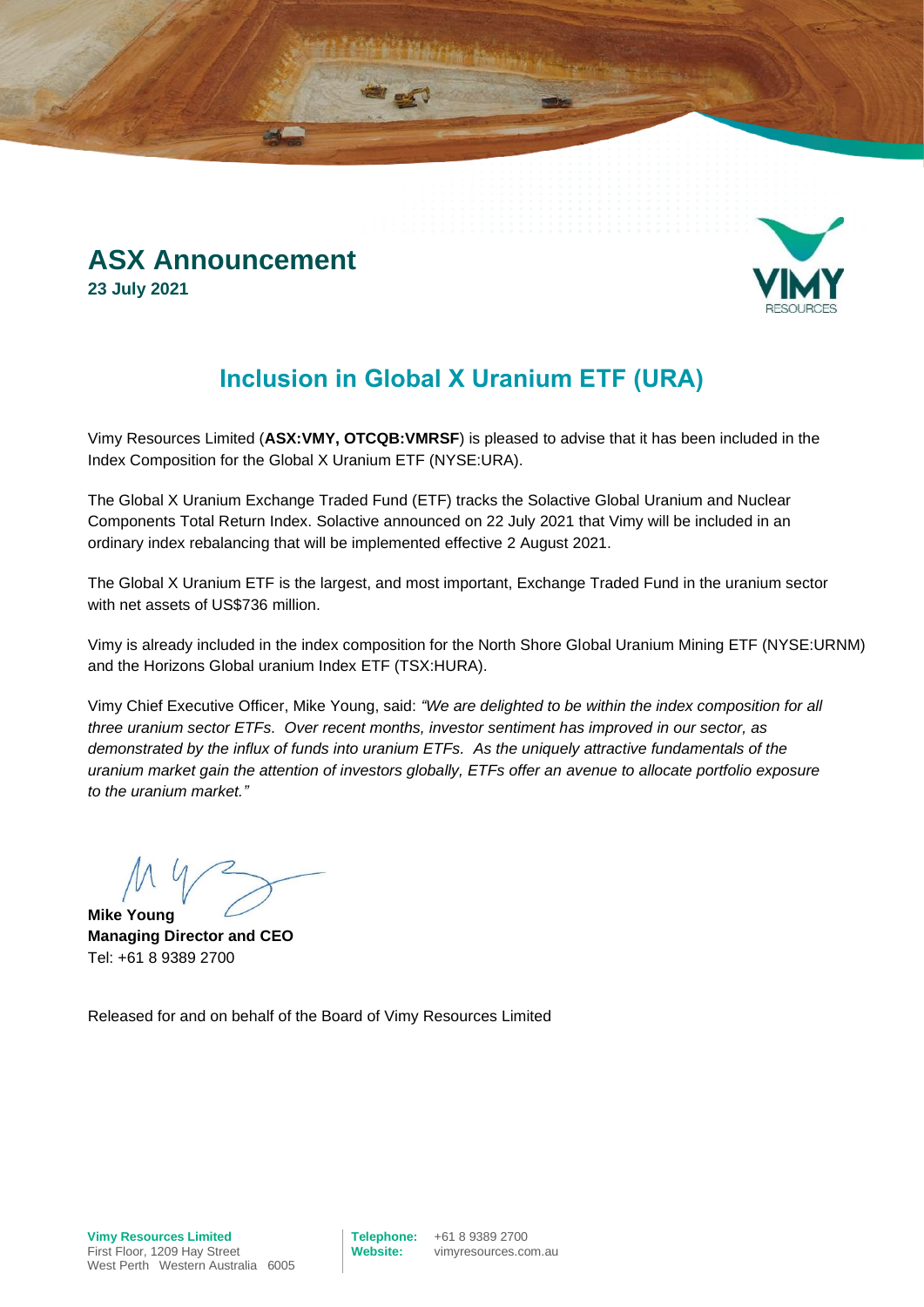# ASX Announcement

**23 July 2021**

## Inclusion in Global X Uranium ETF (URA)

Vimy Resources Limited (**ASX:VMY, OTCQB:VMRSF**) is pleased to advise that it has been included in the Index Composition for the Global X Uranium ETF (NYSE:URA).

The Global X Uranium Exchange Traded Fund (ETF) tracks the Solactive Global Uranium and Nuclear Components Total Return Index. Solactive announced on 22 July 2021 that Vimy will be included in an ordinary index rebalancing that will be implemented effective 2 August 2021.

The Global X Uranium ETF is the largest, and most important, Exchange Traded Fund in the uranium sector with net assets of US$736 million.

Vimy is already included in the index composition for the North Shore Global Uranium Mining ETF (NYSE:URNM) and the Horizons Global uranium Index ETF (TSX:HURA).

Vimy Chief Executive Officer, Mike Young, said: *"We are delighted to be within the index composition for all three uranium sector ETFs. Over recent months, investor sentiment has improved in our sector, as demonstrated by the influx of funds into uranium ETFs. As the uniquely attractive fundamentals of the uranium market gain the attention of investors globally, ETFs offer an avenue to allocate portfolio exposure to the uranium market."*

**Mike Young**
**Managing Director and CEO**
Tel: +61 8 9389 2700

Released for and on behalf of the Board of Vimy Resources Limited

**Vimy Resources Limited**
First Floor, 1209 Hay Street
West Perth Western Australia 6005

**Telephone:** +61 8 9389 2700
**Website:** vimyresources.com.au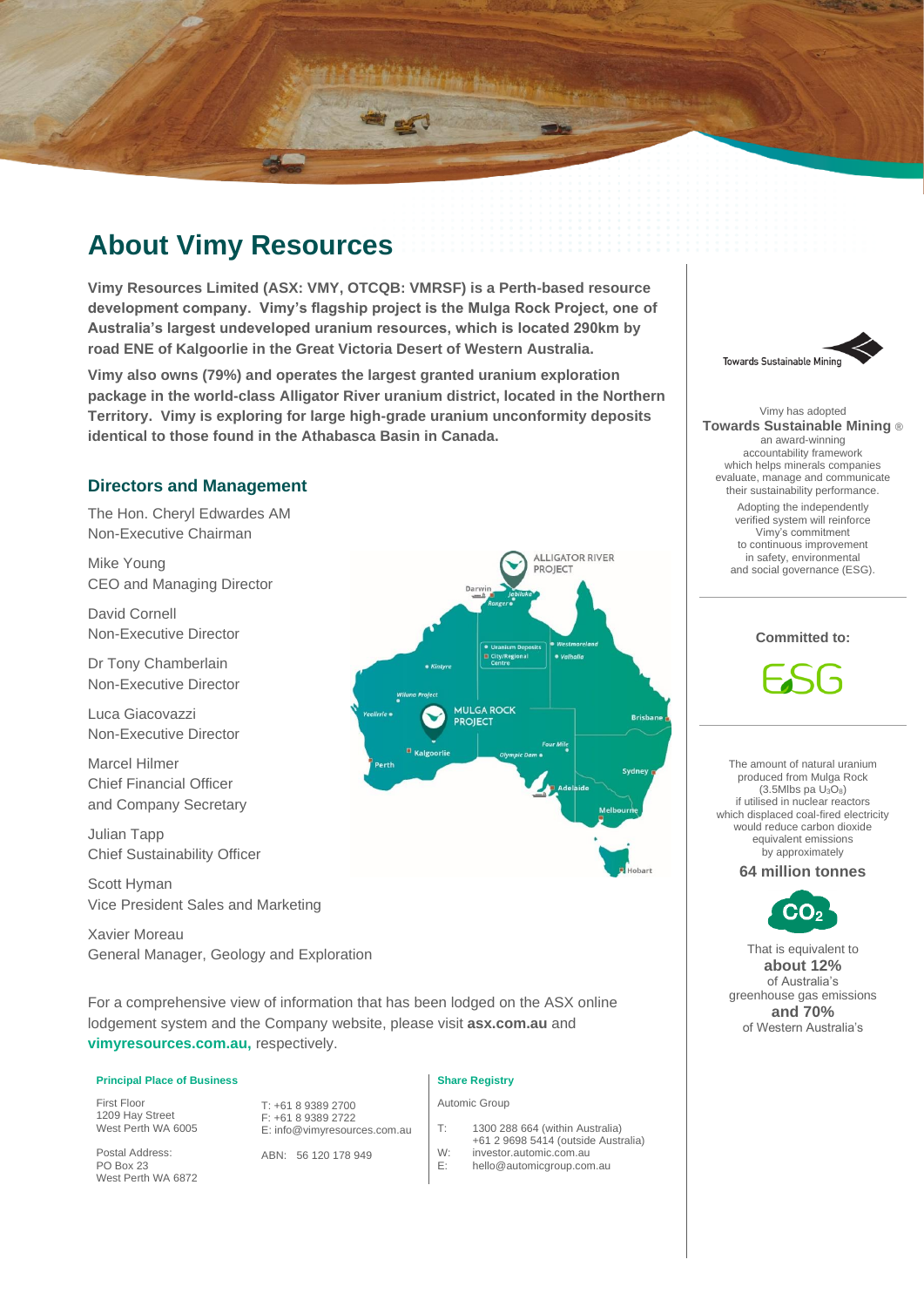# About Vimy Resources

**Vimy Resources Limited (ASX: VMY, OTCQB: VMRSF) is a Perth-based resource development company. Vimy's flagship project is the Mulga Rock Project, one of Australia's largest undeveloped uranium resources, which is located 290km by road ENE of Kalgoorlie in the Great Victoria Desert of Western Australia.**

**Vimy also owns (79%) and operates the largest granted uranium exploration package in the world-class Alligator River uranium district, located in the Northern Territory. Vimy is exploring for large high-grade uranium unconformity deposits identical to those found in the Athabasca Basin in Canada.**

## Directors and Management

The Hon. Cheryl Edwardes AM
Non-Executive Chairman

Mike Young
CEO and Managing Director

David Cornell
Non-Executive Director

Dr Tony Chamberlain
Non-Executive Director

Luca Giacovazzi
Non-Executive Director

Marcel Hilmer
Chief Financial Officer
and Company Secretary

Julian Tapp
Chief Sustainability Officer

Scott Hyman
Vice President Sales and Marketing

Xavier Moreau
General Manager, Geology and Exploration

ALLIGATOR RIVER PROJECT
Darwin
Jabiluka
Ranger
Uranium Deposits
City/Regional Centre
Westmoreland
Valhalla
Kintyre
Wiluna Project
Yeelirrie
MULGA ROCK PROJECT
Kalgoorlie
Perth
Olympic Dam
Four Mile
Brisbane
Sydney
Adelaide
Melbourne
Hobart

For a comprehensive view of information that has been lodged on the ASX online lodgement system and the Company website, please visit **asx.com.au** and **vimyresources.com.au,** respectively.

**Principal Place of Business**

First Floor
1209 Hay Street
West Perth WA 6005

Postal Address:
PO Box 23
West Perth WA 6872

T: +61 8 9389 2700
F: +61 8 9389 2722
E: info@vimyresources.com.au

ABN: 56 120 178 949

**Share Registry**

Automic Group

T: 1300 288 664 (within Australia)
+61 2 9698 5414 (outside Australia)
W: investor.automic.com.au
E: hello@automicgroup.com.au

Towards Sustainable Mining

Vimy has adopted **Towards Sustainable Mining** ® an award-winning accountability framework which helps minerals companies evaluate, manage and communicate their sustainability performance.

Adopting the independently verified system will reinforce Vimy's commitment to continuous improvement in safety, environmental and social governance (ESG).

**Committed to:**

ESG

The amount of natural uranium produced from Mulga Rock (3.5Mlbs pa $U_3O_8$) if utilised in nuclear reactors which displaced coal-fired electricity would reduce carbon dioxide equivalent emissions by approximately

**64 million tonnes**

$CO_2$

That is equivalent to **about 12%** of Australia's greenhouse gas emissions **and 70%** of Western Australia's